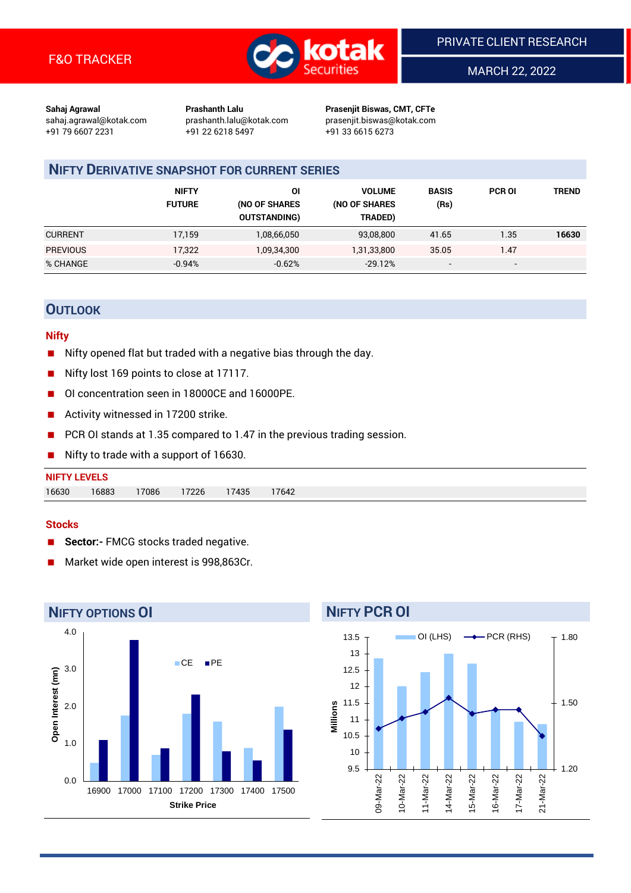F&O TRACKER

PRIVATE CLIENT RESEARCH

MARCH 22, 2022

**Sahaj Agrawal**
sahaj.agrawal@kotak.com
+91 79 6607 2231

**Prashanth Lalu**
prashanth.lalu@kotak.com
+91 22 6218 5497

**Prasenjit Biswas, CMT, CFTe**
prasenjit.biswas@kotak.com
+91 33 6615 6273

## NIFTY DERIVATIVE SNAPSHOT FOR CURRENT SERIES

| | NIFTY FUTURE | OI (NO OF SHARES OUTSTANDING) | VOLUME (NO OF SHARES TRADED) | BASIS (Rs) | PCR OI | TREND |
|---|---|---|---|---|---|---|
| CURRENT | 17,159 | 1,08,66,050 | 93,08,800 | 41.65 | 1.35 | **16630** |
| PREVIOUS | 17,322 | 1,09,34,300 | 1,31,33,800 | 35.05 | 1.47 | |
| % CHANGE | -0.94% | -0.62% | -29.12% | - | - | |

## OUTLOOK

### Nifty

- Nifty opened flat but traded with a negative bias through the day.
- Nifty lost 169 points to close at 17117.
- OI concentration seen in 18000CE and 16000PE.
- Activity witnessed in 17200 strike.
- PCR OI stands at 1.35 compared to 1.47 in the previous trading session.
- Nifty to trade with a support of 16630.

**NIFTY LEVELS**

| 16630 | 16883 | 17086 | 17226 | 17435 | 17642 |
|---|---|---|---|---|---|

### Stocks

- **Sector:-** FMCG stocks traded negative.
- Market wide open interest is 998,863Cr.

## NIFTY OPTIONS OI

## NIFTY PCR OI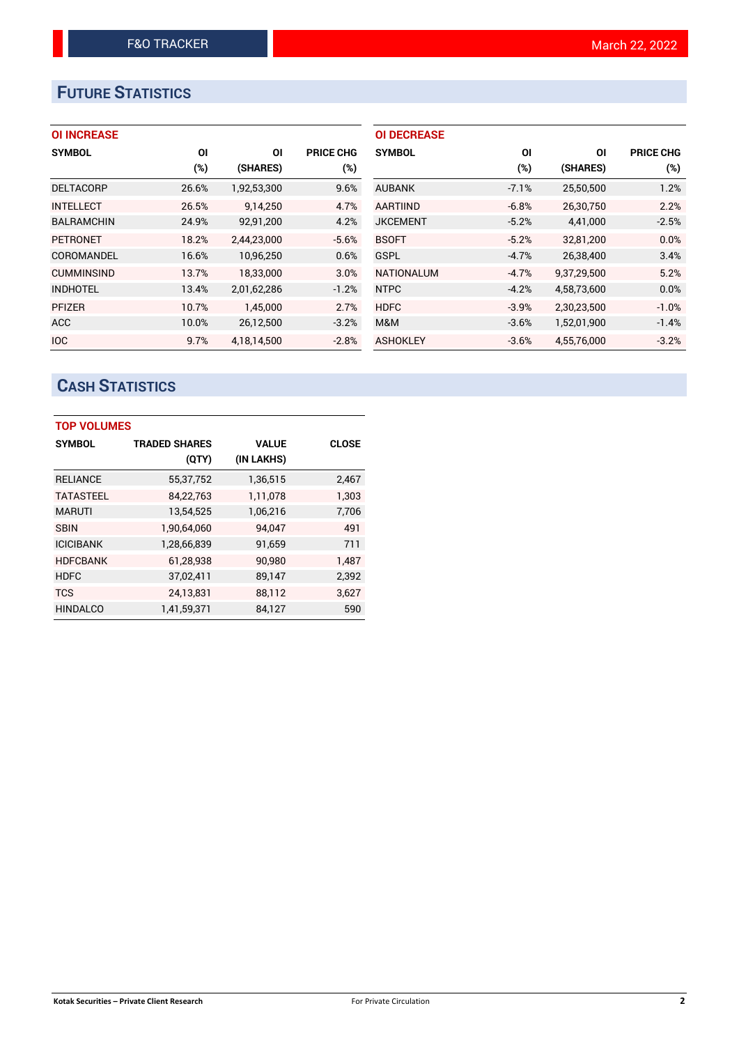# FUTURE STATISTICS

### OI INCREASE

| SYMBOL | OI (%) | OI (SHARES) | PRICE CHG (%) |
|---|---|---|---|
| DELTACORP | 26.6% | 1,92,53,300 | 9.6% |
| INTELLECT | 26.5% | 9,14,250 | 4.7% |
| BALRAMCHIN | 24.9% | 92,91,200 | 4.2% |
| PETRONET | 18.2% | 2,44,23,000 | -5.6% |
| COROMANDEL | 16.6% | 10,96,250 | 0.6% |
| CUMMINSIND | 13.7% | 18,33,000 | 3.0% |
| INDHOTEL | 13.4% | 2,01,62,286 | -1.2% |
| PFIZER | 10.7% | 1,45,000 | 2.7% |
| ACC | 10.0% | 26,12,500 | -3.2% |
| IOC | 9.7% | 4,18,14,500 | -2.8% |

### OI DECREASE

| SYMBOL | OI (%) | OI (SHARES) | PRICE CHG (%) |
|---|---|---|---|
| AUBANK | -7.1% | 25,50,500 | 1.2% |
| AARTIIND | -6.8% | 26,30,750 | 2.2% |
| JKCEMENT | -5.2% | 4,41,000 | -2.5% |
| BSOFT | -5.2% | 32,81,200 | 0.0% |
| GSPL | -4.7% | 26,38,400 | 3.4% |
| NATIONALUM | -4.7% | 9,37,29,500 | 5.2% |
| NTPC | -4.2% | 4,58,73,600 | 0.0% |
| HDFC | -3.9% | 2,30,23,500 | -1.0% |
| M&M | -3.6% | 1,52,01,900 | -1.4% |
| ASHOKLEY | -3.6% | 4,55,76,000 | -3.2% |

# CASH STATISTICS

### TOP VOLUMES

| SYMBOL | TRADED SHARES (QTY) | VALUE (IN LAKHS) | CLOSE |
|---|---|---|---|
| RELIANCE | 55,37,752 | 1,36,515 | 2,467 |
| TATASTEEL | 84,22,763 | 1,11,078 | 1,303 |
| MARUTI | 13,54,525 | 1,06,216 | 7,706 |
| SBIN | 1,90,64,060 | 94,047 | 491 |
| ICICIBANK | 1,28,66,839 | 91,659 | 711 |
| HDFCBANK | 61,28,938 | 90,980 | 1,487 |
| HDFC | 37,02,411 | 89,147 | 2,392 |
| TCS | 24,13,831 | 88,112 | 3,627 |
| HINDALCO | 1,41,59,371 | 84,127 | 590 |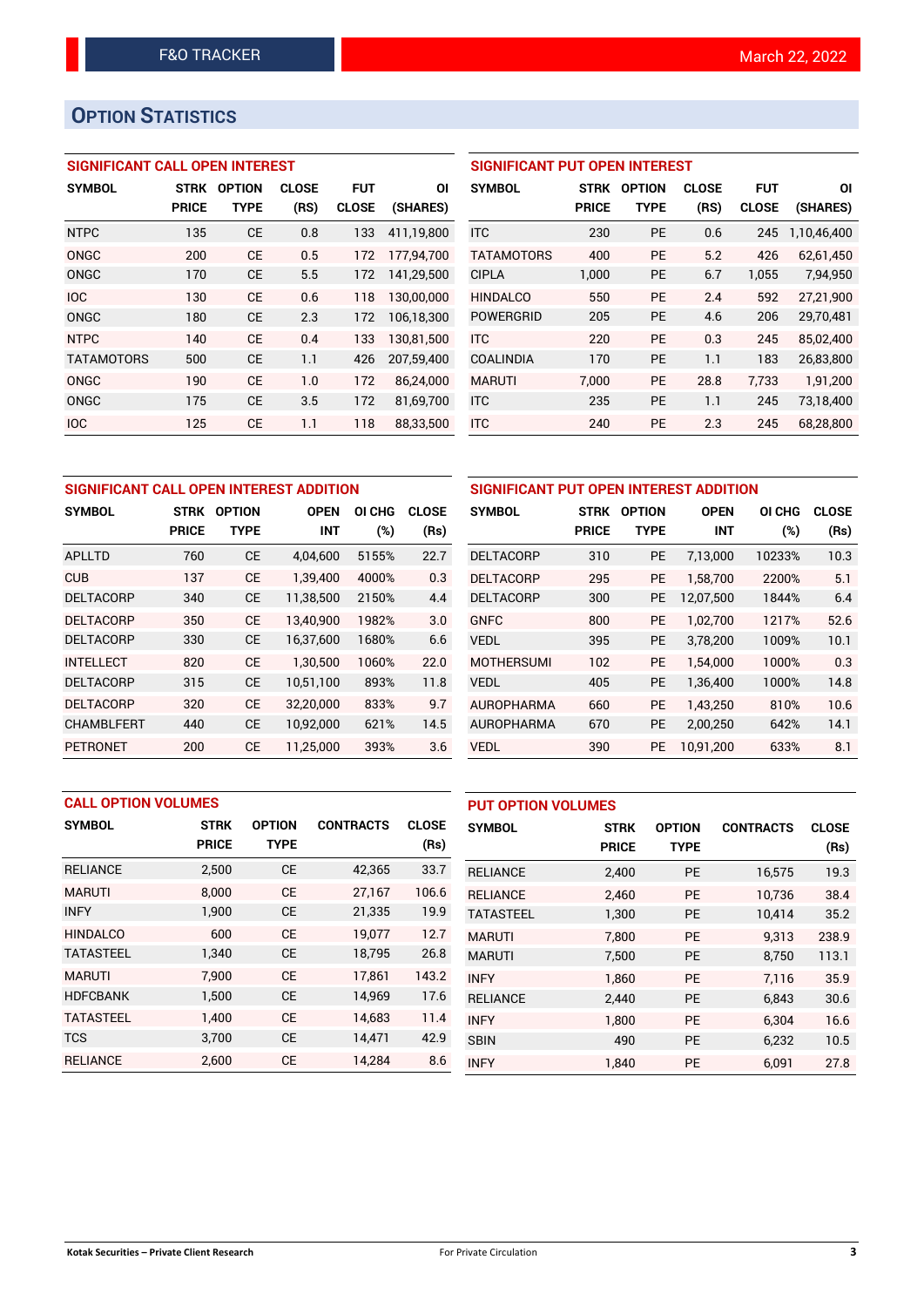# OPTION STATISTICS

## SIGNIFICANT CALL OPEN INTEREST

| SYMBOL | STRK PRICE | OPTION TYPE | CLOSE (RS) | FUT CLOSE | OI (SHARES) |
|---|---|---|---|---|---|
| NTPC | 135 | CE | 0.8 | 133 | 411,19,800 |
| ONGC | 200 | CE | 0.5 | 172 | 177,94,700 |
| ONGC | 170 | CE | 5.5 | 172 | 141,29,500 |
| IOC | 130 | CE | 0.6 | 118 | 130,00,000 |
| ONGC | 180 | CE | 2.3 | 172 | 106,18,300 |
| NTPC | 140 | CE | 0.4 | 133 | 130,81,500 |
| TATAMOTORS | 500 | CE | 1.1 | 426 | 207,59,400 |
| ONGC | 190 | CE | 1.0 | 172 | 86,24,000 |
| ONGC | 175 | CE | 3.5 | 172 | 81,69,700 |
| IOC | 125 | CE | 1.1 | 118 | 88,33,500 |

## SIGNIFICANT PUT OPEN INTEREST

| SYMBOL | STRK PRICE | OPTION TYPE | CLOSE (RS) | FUT CLOSE | OI (SHARES) |
|---|---|---|---|---|---|
| ITC | 230 | PE | 0.6 | 245 | 1,10,46,400 |
| TATAMOTORS | 400 | PE | 5.2 | 426 | 62,61,450 |
| CIPLA | 1,000 | PE | 6.7 | 1,055 | 7,94,950 |
| HINDALCO | 550 | PE | 2.4 | 592 | 27,21,900 |
| POWERGRID | 205 | PE | 4.6 | 206 | 29,70,481 |
| ITC | 220 | PE | 0.3 | 245 | 85,02,400 |
| COALINDIA | 170 | PE | 1.1 | 183 | 26,83,800 |
| MARUTI | 7,000 | PE | 28.8 | 7,733 | 1,91,200 |
| ITC | 235 | PE | 1.1 | 245 | 73,18,400 |
| ITC | 240 | PE | 2.3 | 245 | 68,28,800 |

## SIGNIFICANT CALL OPEN INTEREST ADDITION

| SYMBOL | STRK PRICE | OPTION TYPE | OPEN INT | OI CHG (%) | CLOSE (Rs) |
|---|---|---|---|---|---|
| APLLTD | 760 | CE | 4,04,600 | 5155% | 22.7 |
| CUB | 137 | CE | 1,39,400 | 4000% | 0.3 |
| DELTACORP | 340 | CE | 11,38,500 | 2150% | 4.4 |
| DELTACORP | 350 | CE | 13,40,900 | 1982% | 3.0 |
| DELTACORP | 330 | CE | 16,37,600 | 1680% | 6.6 |
| INTELLECT | 820 | CE | 1,30,500 | 1060% | 22.0 |
| DELTACORP | 315 | CE | 10,51,100 | 893% | 11.8 |
| DELTACORP | 320 | CE | 32,20,000 | 833% | 9.7 |
| CHAMBLFERT | 440 | CE | 10,92,000 | 621% | 14.5 |
| PETRONET | 200 | CE | 11,25,000 | 393% | 3.6 |

## SIGNIFICANT PUT OPEN INTEREST ADDITION

| SYMBOL | STRK PRICE | OPTION TYPE | OPEN INT | OI CHG (%) | CLOSE (Rs) |
|---|---|---|---|---|---|
| DELTACORP | 310 | PE | 7,13,000 | 10233% | 10.3 |
| DELTACORP | 295 | PE | 1,58,700 | 2200% | 5.1 |
| DELTACORP | 300 | PE | 12,07,500 | 1844% | 6.4 |
| GNFC | 800 | PE | 1,02,700 | 1217% | 52.6 |
| VEDL | 395 | PE | 3,78,200 | 1009% | 10.1 |
| MOTHERSUMI | 102 | PE | 1,54,000 | 1000% | 0.3 |
| VEDL | 405 | PE | 1,36,400 | 1000% | 14.8 |
| AUROPHARMA | 660 | PE | 1,43,250 | 810% | 10.6 |
| AUROPHARMA | 670 | PE | 2,00,250 | 642% | 14.1 |
| VEDL | 390 | PE | 10,91,200 | 633% | 8.1 |

## CALL OPTION VOLUMES

| SYMBOL | STRK PRICE | OPTION TYPE | CONTRACTS | CLOSE (Rs) |
|---|---|---|---|---|
| RELIANCE | 2,500 | CE | 42,365 | 33.7 |
| MARUTI | 8,000 | CE | 27,167 | 106.6 |
| INFY | 1,900 | CE | 21,335 | 19.9 |
| HINDALCO | 600 | CE | 19,077 | 12.7 |
| TATASTEEL | 1,340 | CE | 18,795 | 26.8 |
| MARUTI | 7,900 | CE | 17,861 | 143.2 |
| HDFCBANK | 1,500 | CE | 14,969 | 17.6 |
| TATASTEEL | 1,400 | CE | 14,683 | 11.4 |
| TCS | 3,700 | CE | 14,471 | 42.9 |
| RELIANCE | 2,600 | CE | 14,284 | 8.6 |

## PUT OPTION VOLUMES

| SYMBOL | STRK PRICE | OPTION TYPE | CONTRACTS | CLOSE (Rs) |
|---|---|---|---|---|
| RELIANCE | 2,400 | PE | 16,575 | 19.3 |
| RELIANCE | 2,460 | PE | 10,736 | 38.4 |
| TATASTEEL | 1,300 | PE | 10,414 | 35.2 |
| MARUTI | 7,800 | PE | 9,313 | 238.9 |
| MARUTI | 7,500 | PE | 8,750 | 113.1 |
| INFY | 1,860 | PE | 7,116 | 35.9 |
| RELIANCE | 2,440 | PE | 6,843 | 30.6 |
| INFY | 1,800 | PE | 6,304 | 16.6 |
| SBIN | 490 | PE | 6,232 | 10.5 |
| INFY | 1,840 | PE | 6,091 | 27.8 |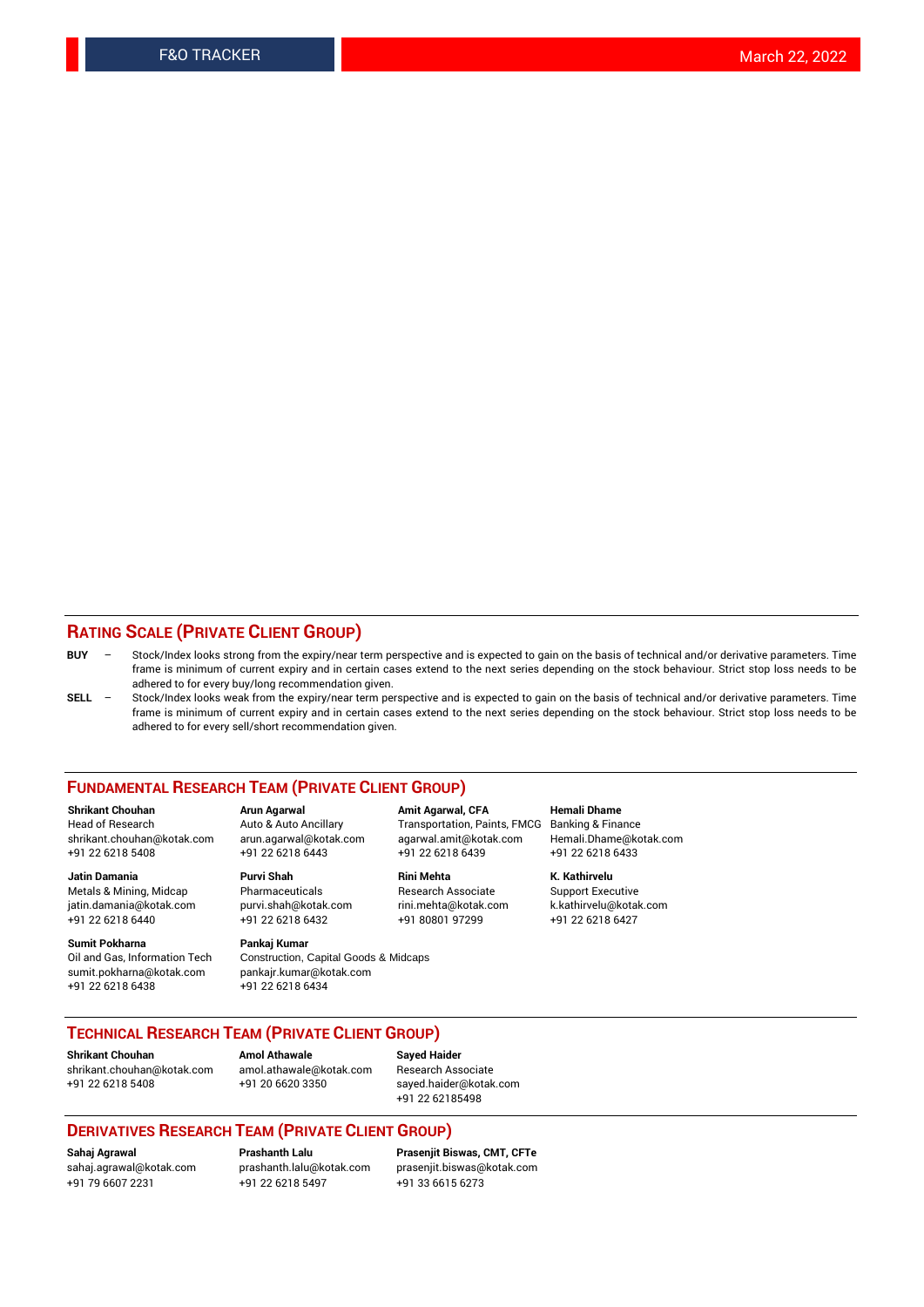## RATING SCALE (PRIVATE CLIENT GROUP)

**BUY** – Stock/Index looks strong from the expiry/near term perspective and is expected to gain on the basis of technical and/or derivative parameters. Time frame is minimum of current expiry and in certain cases extend to the next series depending on the stock behaviour. Strict stop loss needs to be adhered to for every buy/long recommendation given.

**SELL** – Stock/Index looks weak from the expiry/near term perspective and is expected to gain on the basis of technical and/or derivative parameters. Time frame is minimum of current expiry and in certain cases extend to the next series depending on the stock behaviour. Strict stop loss needs to be adhered to for every sell/short recommendation given.

## FUNDAMENTAL RESEARCH TEAM (PRIVATE CLIENT GROUP)

**Shrikant Chouhan**
Head of Research
shrikant.chouhan@kotak.com
+91 22 6218 5408

**Arun Agarwal**
Auto & Auto Ancillary
arun.agarwal@kotak.com
+91 22 6218 6443

**Amit Agarwal, CFA**
Transportation, Paints, FMCG
agarwal.amit@kotak.com
+91 22 6218 6439

**Hemali Dhame**
Banking & Finance
Hemali.Dhame@kotak.com
+91 22 6218 6433

**Jatin Damania**
Metals & Mining, Midcap
jatin.damania@kotak.com
+91 22 6218 6440

**Purvi Shah**
Pharmaceuticals
purvi.shah@kotak.com
+91 22 6218 6432

**Rini Mehta**
Research Associate
rini.mehta@kotak.com
+91 80801 97299

**K. Kathirvelu**
Support Executive
k.kathirvelu@kotak.com
+91 22 6218 6427

**Sumit Pokharna**
Oil and Gas, Information Tech
sumit.pokharna@kotak.com
+91 22 6218 6438

**Pankaj Kumar**
Construction, Capital Goods & Midcaps
pankajr.kumar@kotak.com
+91 22 6218 6434

## TECHNICAL RESEARCH TEAM (PRIVATE CLIENT GROUP)

**Shrikant Chouhan**
shrikant.chouhan@kotak.com
+91 22 6218 5408

**Amol Athawale**
amol.athawale@kotak.com
+91 20 6620 3350

**Sayed Haider**
Research Associate
sayed.haider@kotak.com
+91 22 62185498

## DERIVATIVES RESEARCH TEAM (PRIVATE CLIENT GROUP)

**Sahaj Agrawal**
sahaj.agrawal@kotak.com
+91 79 6607 2231

**Prashanth Lalu**
prashanth.lalu@kotak.com
+91 22 6218 5497

**Prasenjit Biswas, CMT, CFTe**
prasenjit.biswas@kotak.com
+91 33 6615 6273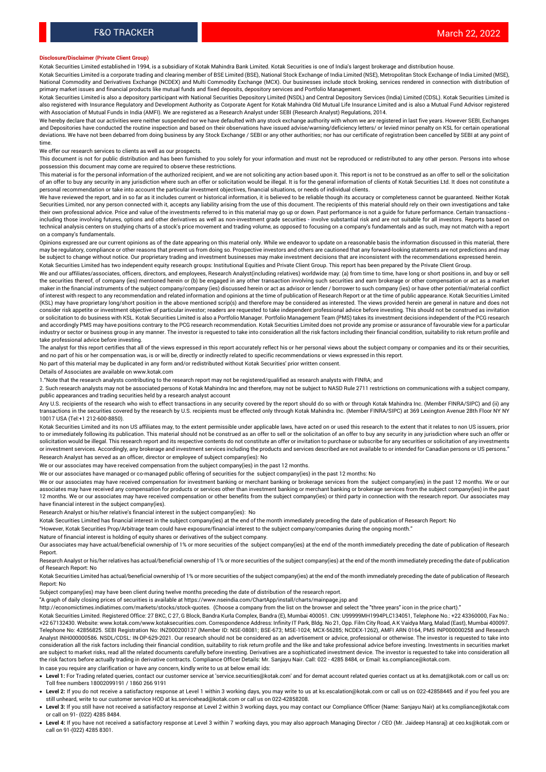**Disclosure/Disclaimer (Private Client Group)**

Kotak Securities Limited established in 1994, is a subsidiary of Kotak Mahindra Bank Limited. Kotak Securities is one of India's largest brokerage and distribution house.

Kotak Securities Limited is a corporate trading and clearing member of BSE Limited (BSE), National Stock Exchange of India Limited (NSE), Metropolitan Stock Exchange of India Limited (MSE), National Commodity and Derivatives Exchange (NCDEX) and Multi Commodity Exchange (MCX). Our businesses include stock broking, services rendered in connection with distribution of primary market issues and financial products like mutual funds and fixed deposits, depository services and Portfolio Management.

Kotak Securities Limited is also a depository participant with National Securities Depository Limited (NSDL) and Central Depository Services (India) Limited (CDSL). Kotak Securities Limited is also registered with Insurance Regulatory and Development Authority as Corporate Agent for Kotak Mahindra Old Mutual Life Insurance Limited and is also a Mutual Fund Advisor registered with Association of Mutual Funds in India (AMFI). We are registered as a Research Analyst under SEBI (Research Analyst) Regulations, 2014.

We hereby declare that our activities were neither suspended nor we have defaulted with any stock exchange authority with whom we are registered in last five years. However SEBI, Exchanges and Depositories have conducted the routine inspection and based on their observations have issued advise/warning/deficiency letters/ or levied minor penalty on KSL for certain operational deviations. We have not been debarred from doing business by any Stock Exchange / SEBI or any other authorities; nor has our certificate of registration been cancelled by SEBI at any point of time.

We offer our research services to clients as well as our prospects.

This document is not for public distribution and has been furnished to you solely for your information and must not be reproduced or redistributed to any other person. Persons into whose possession this document may come are required to observe these restrictions.

This material is for the personal information of the authorized recipient, and we are not soliciting any action based upon it. This report is not to be construed as an offer to sell or the solicitation of an offer to buy any security in any jurisdiction where such an offer or solicitation would be illegal. It is for the general information of clients of Kotak Securities Ltd. It does not constitute a personal recommendation or take into account the particular investment objectives, financial situations, or needs of individual clients.

We have reviewed the report, and in so far as it includes current or historical information, it is believed to be reliable though its accuracy or completeness cannot be guaranteed. Neither Kotak Securities Limited, nor any person connected with it, accepts any liability arising from the use of this document. The recipients of this material should rely on their own investigations and take their own professional advice. Price and value of the investments referred to in this material may go up or down. Past performance is not a guide for future performance. Certain transactions - including those involving futures, options and other derivatives as well as non-investment grade securities - involve substantial risk and are not suitable for all investors. Reports based on technical analysis centers on studying charts of a stock's price movement and trading volume, as opposed to focusing on a company's fundamentals and as such, may not match with a report on a company's fundamentals.

Opinions expressed are our current opinions as of the date appearing on this material only. While we endeavor to update on a reasonable basis the information discussed in this material, there may be regulatory, compliance or other reasons that prevent us from doing so. Prospective investors and others are cautioned that any forward-looking statements are not predictions and may be subject to change without notice. Our proprietary trading and investment businesses may make investment decisions that are inconsistent with the recommendations expressed herein.

Kotak Securities Limited has two independent equity research groups: Institutional Equities and Private Client Group. This report has been prepared by the Private Client Group.

We and our affiliates/associates, officers, directors, and employees, Research Analyst(including relatives) worldwide may: (a) from time to time, have long or short positions in, and buy or sell the securities thereof, of company (ies) mentioned herein or (b) be engaged in any other transaction involving such securities and earn brokerage or other compensation or act as a market maker in the financial instruments of the subject company/company (ies) discussed herein or act as advisor or lender / borrower to such company (ies) or have other potential/material conflict of interest with respect to any recommendation and related information and opinions at the time of publication of Research Report or at the time of public appearance. Kotak Securities Limited (KSL) may have proprietary long/short position in the above mentioned scrip(s) and therefore may be considered as interested. The views provided herein are general in nature and does not consider risk appetite or investment objective of particular investor; readers are requested to take independent professional advice before investing. This should not be construed as invitation or solicitation to do business with KSL. Kotak Securities Limited is also a Portfolio Manager. Portfolio Management Team (PMS) takes its investment decisions independent of the PCG research and accordingly PMS may have positions contrary to the PCG research recommendation. Kotak Securities Limited does not provide any promise or assurance of favourable view for a particular industry or sector or business group in any manner. The investor is requested to take into consideration all the risk factors including their financial condition, suitability to risk return profile and take professional advice before investing.

The analyst for this report certifies that all of the views expressed in this report accurately reflect his or her personal views about the subject company or companies and its or their securities, and no part of his or her compensation was, is or will be, directly or indirectly related to specific recommendations or views expressed in this report.

No part of this material may be duplicated in any form and/or redistributed without Kotak Securities' prior written consent.

Details of Associates are available on www.kotak.com

1."Note that the research analysts contributing to the research report may not be registered/qualified as research analysts with FINRA; and

2. Such research analysts may not be associated persons of Kotak Mahindra Inc and therefore, may not be subject to NASD Rule 2711 restrictions on communications with a subject company, public appearances and trading securities held by a research analyst account

Any U.S. recipients of the research who wish to effect transactions in any security covered by the report should do so with or through Kotak Mahindra Inc. (Member FINRA/SIPC) and (ii) any transactions in the securities covered by the research by U.S. recipients must be effected only through Kotak Mahindra Inc. (Member FINRA/SIPC) at 369 Lexington Avenue 28th Floor NY NY 10017 USA (Tel:+1 212-600-8850).

Kotak Securities Limited and its non US affiliates may, to the extent permissible under applicable laws, have acted on or used this research to the extent that it relates to non US issuers, prior to or immediately following its publication. This material should not be construed as an offer to sell or the solicitation of an offer to buy any security in any jurisdiction where such an offer or solicitation would be illegal. This research report and its respective contents do not constitute an offer or invitation to purchase or subscribe for any securities or solicitation of any investments or investment services. Accordingly, any brokerage and investment services including the products and services described are not available to or intended for Canadian persons or US persons."

Research Analyst has served as an officer, director or employee of subject company(ies): No

We or our associates may have received compensation from the subject company(ies) in the past 12 months.

We or our associates have managed or co-managed public offering of securities for the subject company(ies) in the past 12 months: No

We or our associates may have received compensation for investment banking or merchant banking or brokerage services from the subject company(ies) in the past 12 months. We or our associates may have received any compensation for products or services other than investment banking or merchant banking or brokerage services from the subject company(ies) in the past 12 months. We or our associates may have received compensation or other benefits from the subject company(ies) or third party in connection with the research report. Our associates may have financial interest in the subject company(ies).

Research Analyst or his/her relative's financial interest in the subject company(ies): No

Kotak Securities Limited has financial interest in the subject company(ies) at the end of the month immediately preceding the date of publication of Research Report: No

"However, Kotak Securities Prop/Arbitrage team could have exposure/financial interest to the subject company/companies during the ongoing month."

Nature of financial interest is holding of equity shares or derivatives of the subject company.

Our associates may have actual/beneficial ownership of 1% or more securities of the subject company(ies) at the end of the month immediately preceding the date of publication of Research Report.

Research Analyst or his/her relatives has actual/beneficial ownership of 1% or more securities of the subject company(ies) at the end of the month immediately preceding the date of publication of Research Report: No

Kotak Securities Limited has actual/beneficial ownership of 1% or more securities of the subject company(ies) at the end of the month immediately preceding the date of publication of Research Report: No

Subject company(ies) may have been client during twelve months preceding the date of distribution of the research report.

"A graph of daily closing prices of securities is available at https://www.nseindia.com/ChartApp/install/charts/mainpage.jsp and

http://economictimes.indiatimes.com/markets/stocks/stock-quotes. (Choose a company from the list on the browser and select the "three years" icon in the price chart)."

Kotak Securities Limited. Registered Office: 27 BKC, C 27, G Block, Bandra Kurla Complex, Bandra (E), Mumbai 400051. CIN: U99999MH1994PLC134051, Telephone No.: +22 43360000, Fax No.: +22 67132430. Website: www.kotak.com/www.kotaksecurities.com. Correspondence Address: Infinity IT Park, Bldg. No 21, Opp. Film City Road, A K Vaidya Marg, Malad (East), Mumbai 400097. Telephone No: 42856825. SEBI Registration No: INZ000200137 (Member ID: NSE-08081; BSE-673; MSE-1024; MCX-56285; NCDEX-1262), AMFI ARN 0164, PMS INP000000258 and Research Analyst INH000000586. NSDL/CDSL: IN-DP-629-2021. Our research should not be considered as an advertisement or advice, professional or otherwise. The investor is requested to take into consideration all the risk factors including their financial condition, suitability to risk return profile and the like and take professional advice before investing. Investments in securities market are subject to market risks, read all the related documents carefully before investing. Derivatives are a sophisticated investment device. The investor is requested to take into consideration all the risk factors before actually trading in derivative contracts. Compliance Officer Details: Mr. Sanjayu Nair. Call: 022 - 4285 8484, or Email: ks.compliance@kotak.com.

In case you require any clarification or have any concern, kindly write to us at below email ids:

- **Level 1:** For Trading related queries, contact our customer service at 'service.securities@kotak.com' and for demat account related queries contact us at ks.demat@kotak.com or call us on: Toll free numbers 18002099191 / 1860 266 9191
- **Level 2:** If you do not receive a satisfactory response at Level 1 within 3 working days, you may write to us at ks.escalation@kotak.com or call us on 022-42858445 and if you feel you are still unheard, write to our customer service HOD at ks.servicehead@kotak.com or call us on 022-42858208.
- **Level 3:** If you still have not received a satisfactory response at Level 2 within 3 working days, you may contact our Compliance Officer (Name: Sanjayu Nair) at ks.compliance@kotak.com or call on 91- (022) 4285 8484.
- **Level 4:** If you have not received a satisfactory response at Level 3 within 7 working days, you may also approach Managing Director / CEO (Mr. Jaideep Hansraj) at ceo.ks@kotak.com or call on 91-(022) 4285 8301.